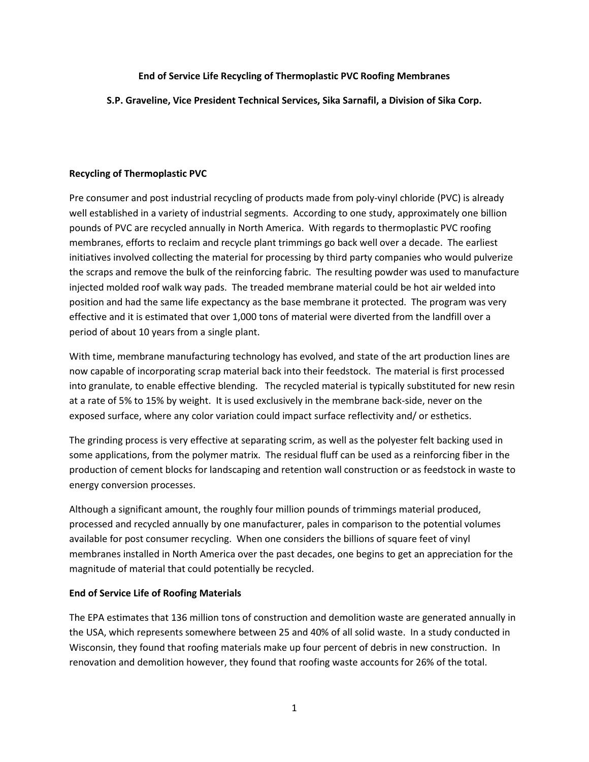# End of Service Life Recycling of Thermoplastic PVC Roofing Membranes

**S.P. Graveline, Vice President Technical Services, Sika Sarnafil, a Division of Sika Corp.**

## Recycling of Thermoplastic PVC

Pre consumer and post industrial recycling of products made from poly-vinyl chloride (PVC) is already well established in a variety of industrial segments. According to one study, approximately one billion pounds of PVC are recycled annually in North America. With regards to thermoplastic PVC roofing membranes, efforts to reclaim and recycle plant trimmings go back well over a decade. The earliest initiatives involved collecting the material for processing by third party companies who would pulverize the scraps and remove the bulk of the reinforcing fabric. The resulting powder was used to manufacture injected molded roof walk way pads. The treaded membrane material could be hot air welded into position and had the same life expectancy as the base membrane it protected. The program was very effective and it is estimated that over 1,000 tons of material were diverted from the landfill over a period of about 10 years from a single plant.

With time, membrane manufacturing technology has evolved, and state of the art production lines are now capable of incorporating scrap material back into their feedstock. The material is first processed into granulate, to enable effective blending. The recycled material is typically substituted for new resin at a rate of 5% to 15% by weight. It is used exclusively in the membrane back-side, never on the exposed surface, where any color variation could impact surface reflectivity and/ or esthetics.

The grinding process is very effective at separating scrim, as well as the polyester felt backing used in some applications, from the polymer matrix. The residual fluff can be used as a reinforcing fiber in the production of cement blocks for landscaping and retention wall construction or as feedstock in waste to energy conversion processes.

Although a significant amount, the roughly four million pounds of trimmings material produced, processed and recycled annually by one manufacturer, pales in comparison to the potential volumes available for post consumer recycling. When one considers the billions of square feet of vinyl membranes installed in North America over the past decades, one begins to get an appreciation for the magnitude of material that could potentially be recycled.

## End of Service Life of Roofing Materials

The EPA estimates that 136 million tons of construction and demolition waste are generated annually in the USA, which represents somewhere between 25 and 40% of all solid waste. In a study conducted in Wisconsin, they found that roofing materials make up four percent of debris in new construction. In renovation and demolition however, they found that roofing waste accounts for 26% of the total.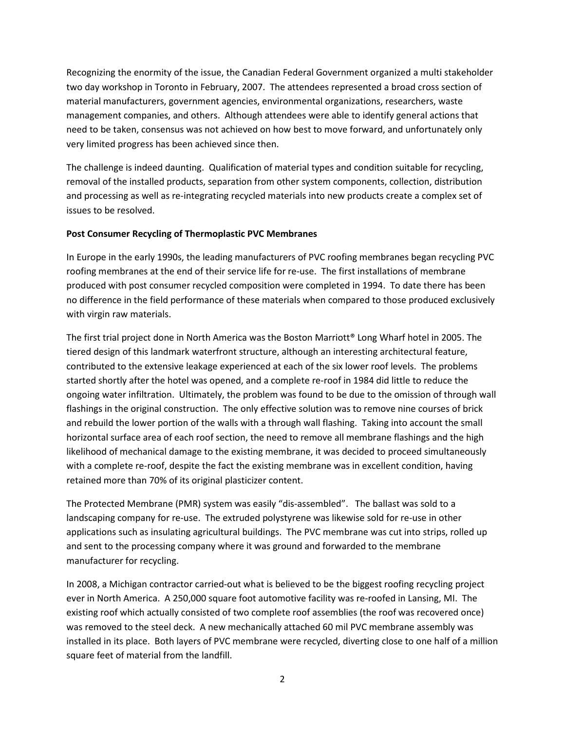Recognizing the enormity of the issue, the Canadian Federal Government organized a multi stakeholder two day workshop in Toronto in February, 2007. The attendees represented a broad cross section of material manufacturers, government agencies, environmental organizations, researchers, waste management companies, and others. Although attendees were able to identify general actions that need to be taken, consensus was not achieved on how best to move forward, and unfortunately only very limited progress has been achieved since then.

The challenge is indeed daunting. Qualification of material types and condition suitable for recycling, removal of the installed products, separation from other system components, collection, distribution and processing as well as re-integrating recycled materials into new products create a complex set of issues to be resolved.

**Post Consumer Recycling of Thermoplastic PVC Membranes**

In Europe in the early 1990s, the leading manufacturers of PVC roofing membranes began recycling PVC roofing membranes at the end of their service life for re-use. The first installations of membrane produced with post consumer recycled composition were completed in 1994. To date there has been no difference in the field performance of these materials when compared to those produced exclusively with virgin raw materials.

The first trial project done in North America was the Boston Marriott® Long Wharf hotel in 2005. The tiered design of this landmark waterfront structure, although an interesting architectural feature, contributed to the extensive leakage experienced at each of the six lower roof levels. The problems started shortly after the hotel was opened, and a complete re-roof in 1984 did little to reduce the ongoing water infiltration. Ultimately, the problem was found to be due to the omission of through wall flashings in the original construction. The only effective solution was to remove nine courses of brick and rebuild the lower portion of the walls with a through wall flashing. Taking into account the small horizontal surface area of each roof section, the need to remove all membrane flashings and the high likelihood of mechanical damage to the existing membrane, it was decided to proceed simultaneously with a complete re-roof, despite the fact the existing membrane was in excellent condition, having retained more than 70% of its original plasticizer content.

The Protected Membrane (PMR) system was easily "dis-assembled". The ballast was sold to a landscaping company for re-use. The extruded polystyrene was likewise sold for re-use in other applications such as insulating agricultural buildings. The PVC membrane was cut into strips, rolled up and sent to the processing company where it was ground and forwarded to the membrane manufacturer for recycling.

In 2008, a Michigan contractor carried-out what is believed to be the biggest roofing recycling project ever in North America. A 250,000 square foot automotive facility was re-roofed in Lansing, MI. The existing roof which actually consisted of two complete roof assemblies (the roof was recovered once) was removed to the steel deck. A new mechanically attached 60 mil PVC membrane assembly was installed in its place. Both layers of PVC membrane were recycled, diverting close to one half of a million square feet of material from the landfill.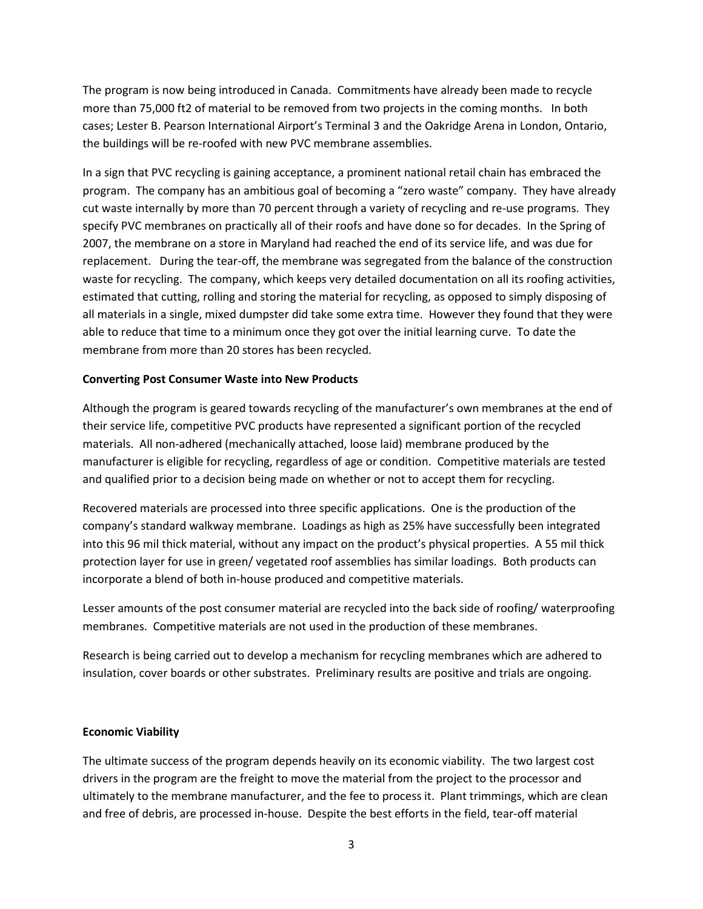The program is now being introduced in Canada. Commitments have already been made to recycle more than 75,000 ft2 of material to be removed from two projects in the coming months. In both cases; Lester B. Pearson International Airport's Terminal 3 and the Oakridge Arena in London, Ontario, the buildings will be re-roofed with new PVC membrane assemblies.

In a sign that PVC recycling is gaining acceptance, a prominent national retail chain has embraced the program. The company has an ambitious goal of becoming a "zero waste" company. They have already cut waste internally by more than 70 percent through a variety of recycling and re-use programs. They specify PVC membranes on practically all of their roofs and have done so for decades. In the Spring of 2007, the membrane on a store in Maryland had reached the end of its service life, and was due for replacement. During the tear-off, the membrane was segregated from the balance of the construction waste for recycling. The company, which keeps very detailed documentation on all its roofing activities, estimated that cutting, rolling and storing the material for recycling, as opposed to simply disposing of all materials in a single, mixed dumpster did take some extra time. However they found that they were able to reduce that time to a minimum once they got over the initial learning curve. To date the membrane from more than 20 stores has been recycled.

**Converting Post Consumer Waste into New Products**

Although the program is geared towards recycling of the manufacturer's own membranes at the end of their service life, competitive PVC products have represented a significant portion of the recycled materials. All non-adhered (mechanically attached, loose laid) membrane produced by the manufacturer is eligible for recycling, regardless of age or condition. Competitive materials are tested and qualified prior to a decision being made on whether or not to accept them for recycling.

Recovered materials are processed into three specific applications. One is the production of the company's standard walkway membrane. Loadings as high as 25% have successfully been integrated into this 96 mil thick material, without any impact on the product's physical properties. A 55 mil thick protection layer for use in green/ vegetated roof assemblies has similar loadings. Both products can incorporate a blend of both in-house produced and competitive materials.

Lesser amounts of the post consumer material are recycled into the back side of roofing/ waterproofing membranes. Competitive materials are not used in the production of these membranes.

Research is being carried out to develop a mechanism for recycling membranes which are adhered to insulation, cover boards or other substrates. Preliminary results are positive and trials are ongoing.

**Economic Viability**

The ultimate success of the program depends heavily on its economic viability. The two largest cost drivers in the program are the freight to move the material from the project to the processor and ultimately to the membrane manufacturer, and the fee to process it. Plant trimmings, which are clean and free of debris, are processed in-house. Despite the best efforts in the field, tear-off material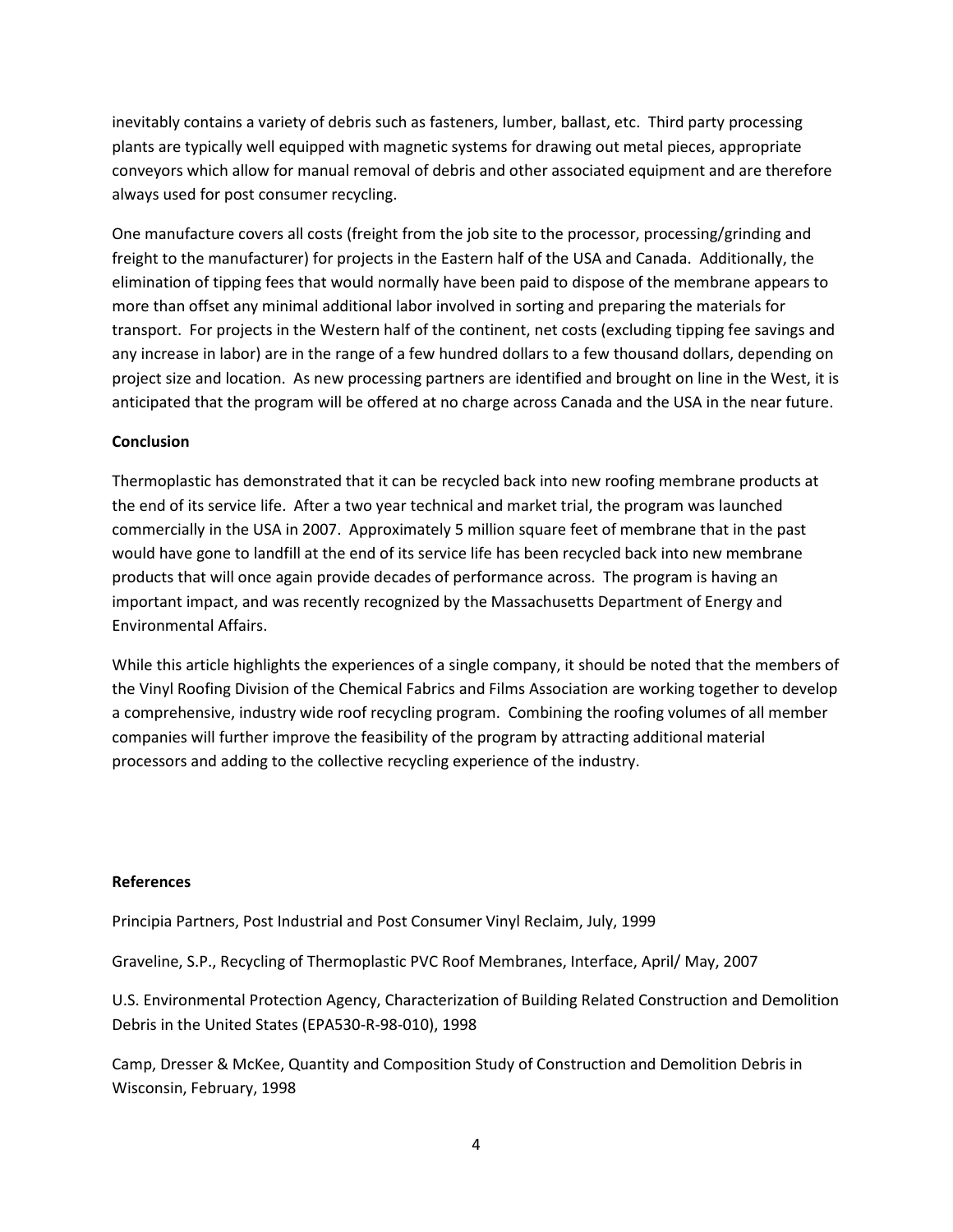inevitably contains a variety of debris such as fasteners, lumber, ballast, etc. Third party processing plants are typically well equipped with magnetic systems for drawing out metal pieces, appropriate conveyors which allow for manual removal of debris and other associated equipment and are therefore always used for post consumer recycling.

One manufacture covers all costs (freight from the job site to the processor, processing/grinding and freight to the manufacturer) for projects in the Eastern half of the USA and Canada. Additionally, the elimination of tipping fees that would normally have been paid to dispose of the membrane appears to more than offset any minimal additional labor involved in sorting and preparing the materials for transport. For projects in the Western half of the continent, net costs (excluding tipping fee savings and any increase in labor) are in the range of a few hundred dollars to a few thousand dollars, depending on project size and location. As new processing partners are identified and brought on line in the West, it is anticipated that the program will be offered at no charge across Canada and the USA in the near future.

**Conclusion**

Thermoplastic has demonstrated that it can be recycled back into new roofing membrane products at the end of its service life. After a two year technical and market trial, the program was launched commercially in the USA in 2007. Approximately 5 million square feet of membrane that in the past would have gone to landfill at the end of its service life has been recycled back into new membrane products that will once again provide decades of performance across. The program is having an important impact, and was recently recognized by the Massachusetts Department of Energy and Environmental Affairs.

While this article highlights the experiences of a single company, it should be noted that the members of the Vinyl Roofing Division of the Chemical Fabrics and Films Association are working together to develop a comprehensive, industry wide roof recycling program. Combining the roofing volumes of all member companies will further improve the feasibility of the program by attracting additional material processors and adding to the collective recycling experience of the industry.

**References**

Principia Partners, Post Industrial and Post Consumer Vinyl Reclaim, July, 1999

Graveline, S.P., Recycling of Thermoplastic PVC Roof Membranes, Interface, April/ May, 2007

U.S. Environmental Protection Agency, Characterization of Building Related Construction and Demolition Debris in the United States (EPA530-R-98-010), 1998

Camp, Dresser & McKee, Quantity and Composition Study of Construction and Demolition Debris in Wisconsin, February, 1998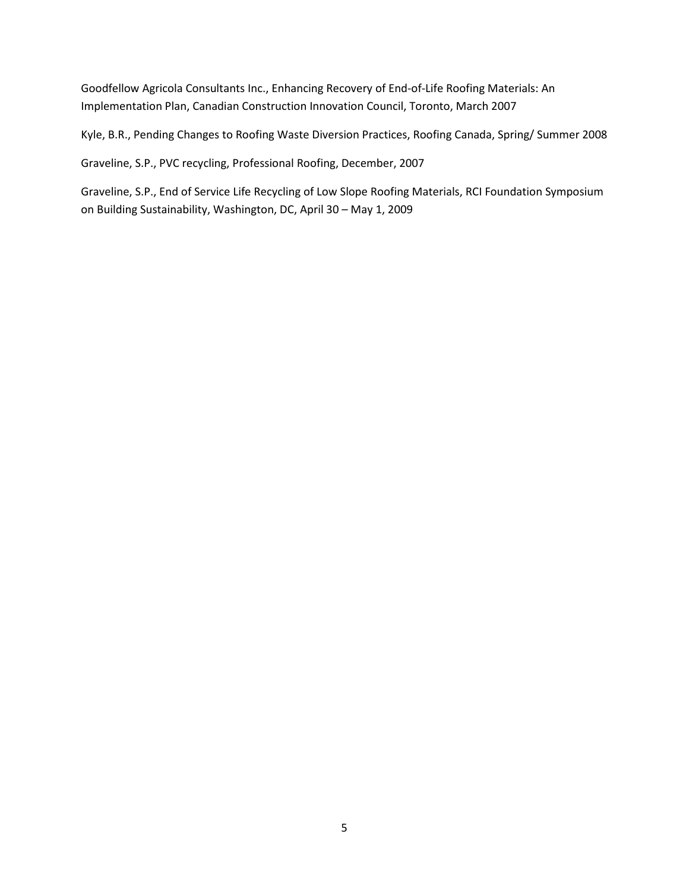Goodfellow Agricola Consultants Inc., Enhancing Recovery of End-of-Life Roofing Materials: An Implementation Plan, Canadian Construction Innovation Council, Toronto, March 2007

Kyle, B.R., Pending Changes to Roofing Waste Diversion Practices, Roofing Canada, Spring/ Summer 2008

Graveline, S.P., PVC recycling, Professional Roofing, December, 2007

Graveline, S.P., End of Service Life Recycling of Low Slope Roofing Materials, RCI Foundation Symposium on Building Sustainability, Washington, DC, April 30 – May 1, 2009